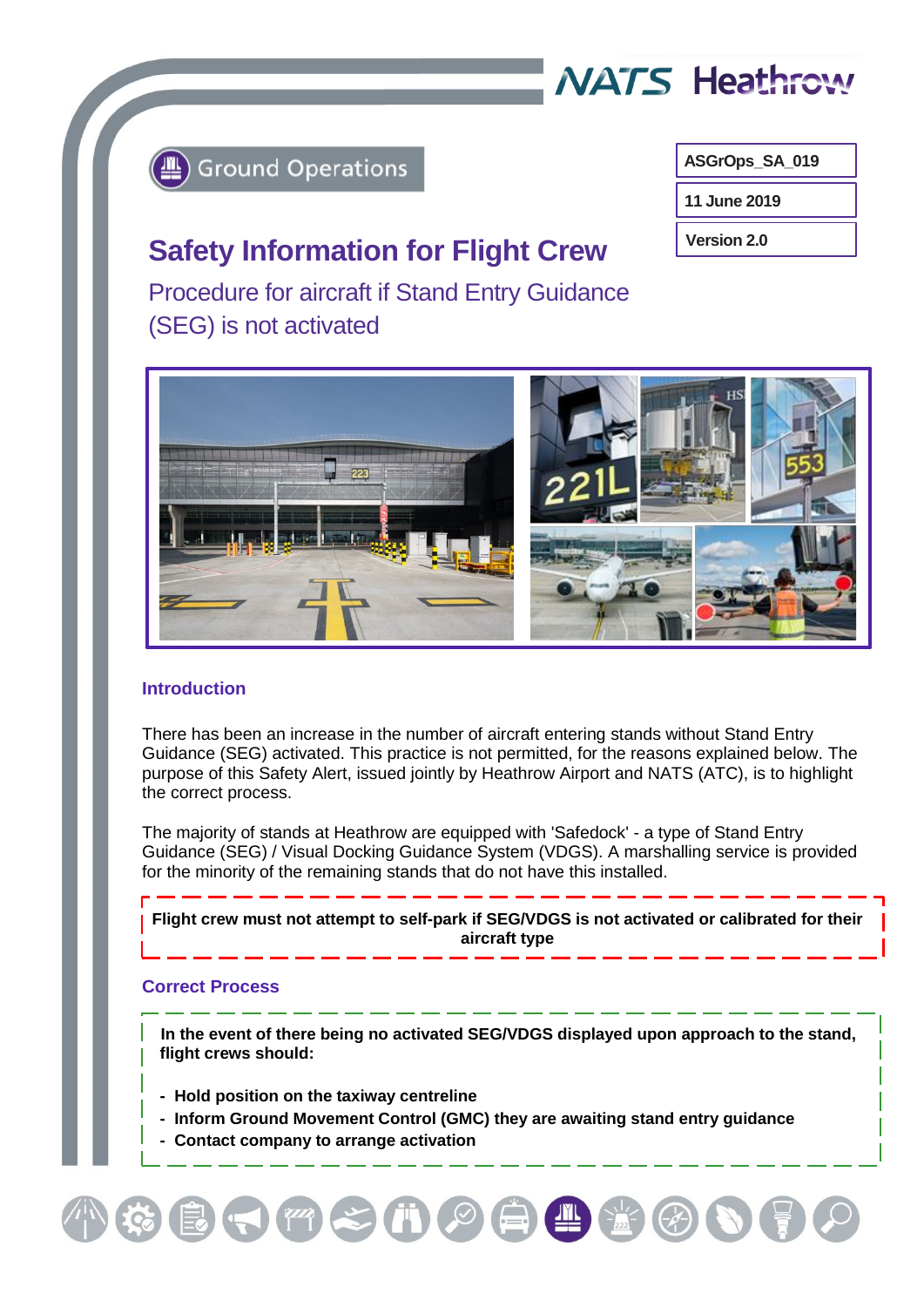NATS Heathrow

Ground Operations

| ASGrOps_SA_019 |
| --- |
| 11 June 2019 |
| Version 2.0 |

# Safety Information for Flight Crew

## Procedure for aircraft if Stand Entry Guidance (SEG) is not activated

### Introduction

There has been an increase in the number of aircraft entering stands without Stand Entry Guidance (SEG) activated. This practice is not permitted, for the reasons explained below. The purpose of this Safety Alert, issued jointly by Heathrow Airport and NATS (ATC), is to highlight the correct process.

The majority of stands at Heathrow are equipped with 'Safedock' - a type of Stand Entry Guidance (SEG) / Visual Docking Guidance System (VDGS). A marshalling service is provided for the minority of the remaining stands that do not have this installed.

**Flight crew must not attempt to self-park if SEG/VDGS is not activated or calibrated for their aircraft type**

### Correct Process

**In the event of there being no activated SEG/VDGS displayed upon approach to the stand, flight crews should:**

- **Hold position on the taxiway centreline**
- **Inform Ground Movement Control (GMC) they are awaiting stand entry guidance**
- **Contact company to arrange activation**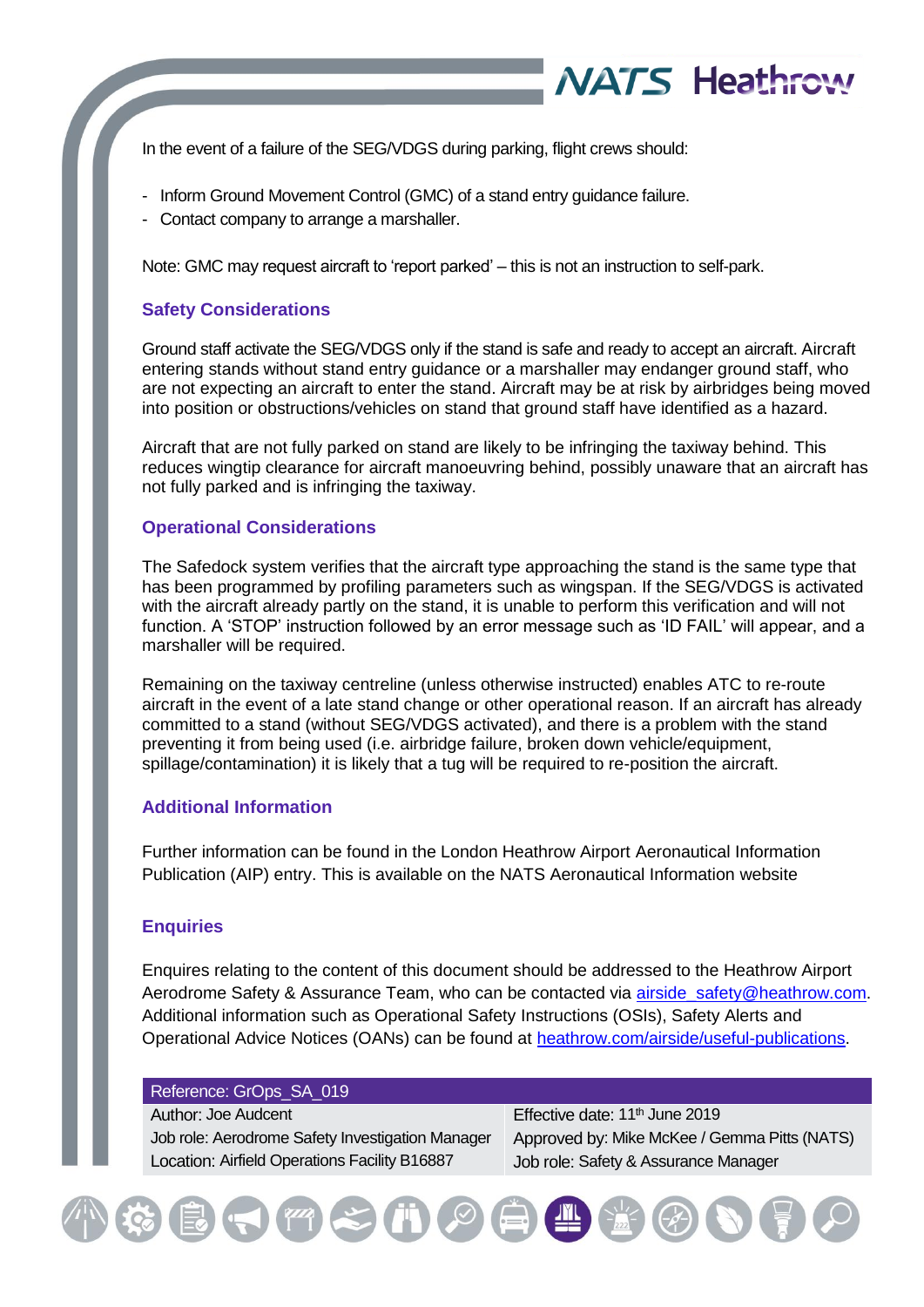In the event of a failure of the SEG/VDGS during parking, flight crews should:

- Inform Ground Movement Control (GMC) of a stand entry guidance failure.
- Contact company to arrange a marshaller.

Note: GMC may request aircraft to 'report parked' – this is not an instruction to self-park.

### Safety Considerations

Ground staff activate the SEG/VDGS only if the stand is safe and ready to accept an aircraft. Aircraft entering stands without stand entry guidance or a marshaller may endanger ground staff, who are not expecting an aircraft to enter the stand. Aircraft may be at risk by airbridges being moved into position or obstructions/vehicles on stand that ground staff have identified as a hazard.

Aircraft that are not fully parked on stand are likely to be infringing the taxiway behind. This reduces wingtip clearance for aircraft manoeuvring behind, possibly unaware that an aircraft has not fully parked and is infringing the taxiway.

### Operational Considerations

The Safedock system verifies that the aircraft type approaching the stand is the same type that has been programmed by profiling parameters such as wingspan. If the SEG/VDGS is activated with the aircraft already partly on the stand, it is unable to perform this verification and will not function. A 'STOP' instruction followed by an error message such as 'ID FAIL' will appear, and a marshaller will be required.

Remaining on the taxiway centreline (unless otherwise instructed) enables ATC to re-route aircraft in the event of a late stand change or other operational reason. If an aircraft has already committed to a stand (without SEG/VDGS activated), and there is a problem with the stand preventing it from being used (i.e. airbridge failure, broken down vehicle/equipment, spillage/contamination) it is likely that a tug will be required to re-position the aircraft.

### Additional Information

Further information can be found in the London Heathrow Airport Aeronautical Information Publication (AIP) entry. This is available on the NATS Aeronautical Information website

### Enquiries

Enquires relating to the content of this document should be addressed to the Heathrow Airport Aerodrome Safety & Assurance Team, who can be contacted via airside_safety@heathrow.com. Additional information such as Operational Safety Instructions (OSIs), Safety Alerts and Operational Advice Notices (OANs) can be found at heathrow.com/airside/useful-publications.

| Reference: GrOps_SA_019 | |
|---|---|
| Author: Joe Audcent | Effective date: 11th June 2019 |
| Job role: Aerodrome Safety Investigation Manager | Approved by: Mike McKee / Gemma Pitts (NATS) |
| Location: Airfield Operations Facility B16887 | Job role: Safety & Assurance Manager |